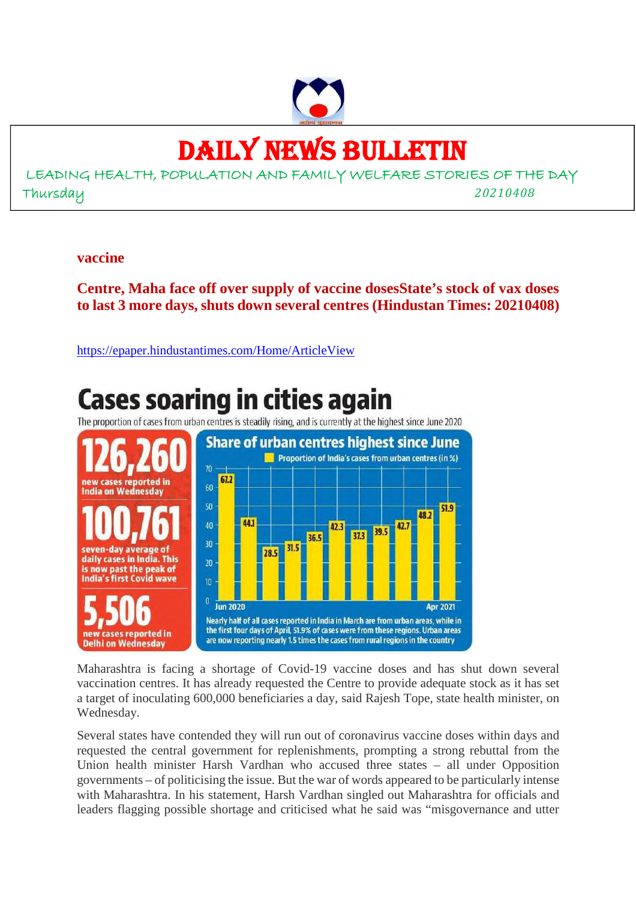# DAILY NEWS BULLETIN

LEADING HEALTH, POPULATION AND FAMILY WELFARE STORIES OF THE DAY

Thursday 20210408

## vaccine

### Centre, Maha face off over supply of vaccine dosesState's stock of vax doses to last 3 more days, shuts down several centres (Hindustan Times: 20210408)

https://epaper.hindustantimes.com/Home/ArticleView

**Cases soaring in cities again**

The proportion of cases from urban centres is steadily rising, and is currently at the highest since June 2020

**126,260** new cases reported in India on Wednesday

**100,761** seven-day average of daily cases in India. This is now past the peak of India's first Covid wave

**5,506** new cases reported in Delhi on Wednesday

**Share of urban centres highest since June**

Proportion of India's cases from urban centres (in %)

| Jun 2020 | | | | | | | | | | Apr 2021 |
|---|---|---|---|---|---|---|---|---|---|---|
| 67.2 | 44.1 | 28.5 | 31.5 | 36.5 | 42.3 | 37.3 | 39.5 | 42.7 | 48.2 | 51.9 |

Nearly half of all cases reported in India in March are from urban areas, while in the first four days of April, 51.9% of cases were from these regions. Urban areas are now reporting nearly 1.5 times the cases from rural regions in the country

Maharashtra is facing a shortage of Covid-19 vaccine doses and has shut down several vaccination centres. It has already requested the Centre to provide adequate stock as it has set a target of inoculating 600,000 beneficiaries a day, said Rajesh Tope, state health minister, on Wednesday.

Several states have contended they will run out of coronavirus vaccine doses within days and requested the central government for replenishments, prompting a strong rebuttal from the Union health minister Harsh Vardhan who accused three states – all under Opposition governments – of politicising the issue. But the war of words appeared to be particularly intense with Maharashtra. In his statement, Harsh Vardhan singled out Maharashtra for officials and leaders flagging possible shortage and criticised what he said was "misgovernance and utter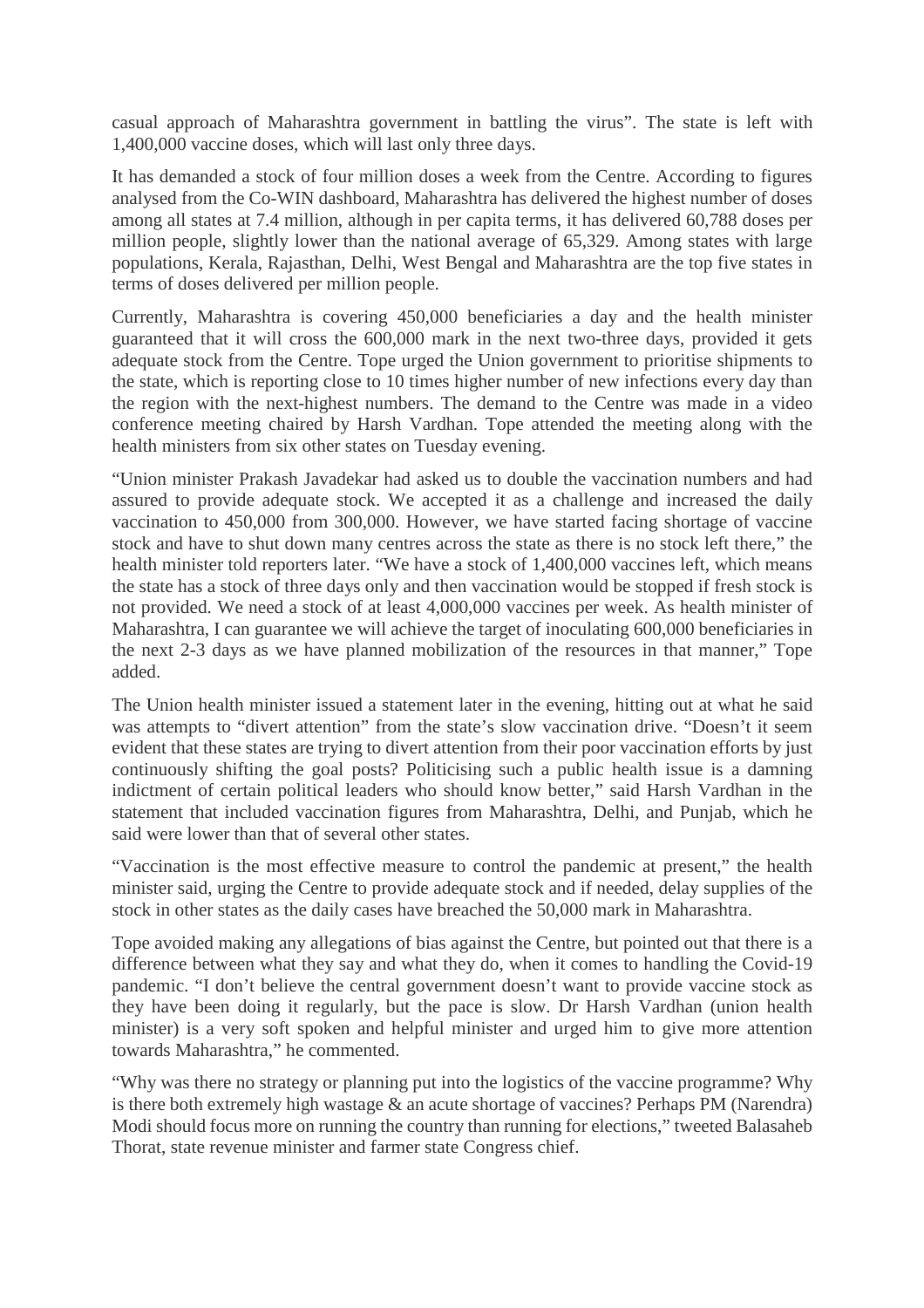casual approach of Maharashtra government in battling the virus". The state is left with 1,400,000 vaccine doses, which will last only three days.

It has demanded a stock of four million doses a week from the Centre. According to figures analysed from the Co-WIN dashboard, Maharashtra has delivered the highest number of doses among all states at 7.4 million, although in per capita terms, it has delivered 60,788 doses per million people, slightly lower than the national average of 65,329. Among states with large populations, Kerala, Rajasthan, Delhi, West Bengal and Maharashtra are the top five states in terms of doses delivered per million people.

Currently, Maharashtra is covering 450,000 beneficiaries a day and the health minister guaranteed that it will cross the 600,000 mark in the next two-three days, provided it gets adequate stock from the Centre. Tope urged the Union government to prioritise shipments to the state, which is reporting close to 10 times higher number of new infections every day than the region with the next-highest numbers. The demand to the Centre was made in a video conference meeting chaired by Harsh Vardhan. Tope attended the meeting along with the health ministers from six other states on Tuesday evening.

"Union minister Prakash Javadekar had asked us to double the vaccination numbers and had assured to provide adequate stock. We accepted it as a challenge and increased the daily vaccination to 450,000 from 300,000. However, we have started facing shortage of vaccine stock and have to shut down many centres across the state as there is no stock left there," the health minister told reporters later. "We have a stock of 1,400,000 vaccines left, which means the state has a stock of three days only and then vaccination would be stopped if fresh stock is not provided. We need a stock of at least 4,000,000 vaccines per week. As health minister of Maharashtra, I can guarantee we will achieve the target of inoculating 600,000 beneficiaries in the next 2-3 days as we have planned mobilization of the resources in that manner," Tope added.

The Union health minister issued a statement later in the evening, hitting out at what he said was attempts to "divert attention" from the state's slow vaccination drive. "Doesn't it seem evident that these states are trying to divert attention from their poor vaccination efforts by just continuously shifting the goal posts? Politicising such a public health issue is a damning indictment of certain political leaders who should know better," said Harsh Vardhan in the statement that included vaccination figures from Maharashtra, Delhi, and Punjab, which he said were lower than that of several other states.

"Vaccination is the most effective measure to control the pandemic at present," the health minister said, urging the Centre to provide adequate stock and if needed, delay supplies of the stock in other states as the daily cases have breached the 50,000 mark in Maharashtra.

Tope avoided making any allegations of bias against the Centre, but pointed out that there is a difference between what they say and what they do, when it comes to handling the Covid-19 pandemic. "I don't believe the central government doesn't want to provide vaccine stock as they have been doing it regularly, but the pace is slow. Dr Harsh Vardhan (union health minister) is a very soft spoken and helpful minister and urged him to give more attention towards Maharashtra," he commented.

"Why was there no strategy or planning put into the logistics of the vaccine programme? Why is there both extremely high wastage & an acute shortage of vaccines? Perhaps PM (Narendra) Modi should focus more on running the country than running for elections," tweeted Balasaheb Thorat, state revenue minister and farmer state Congress chief.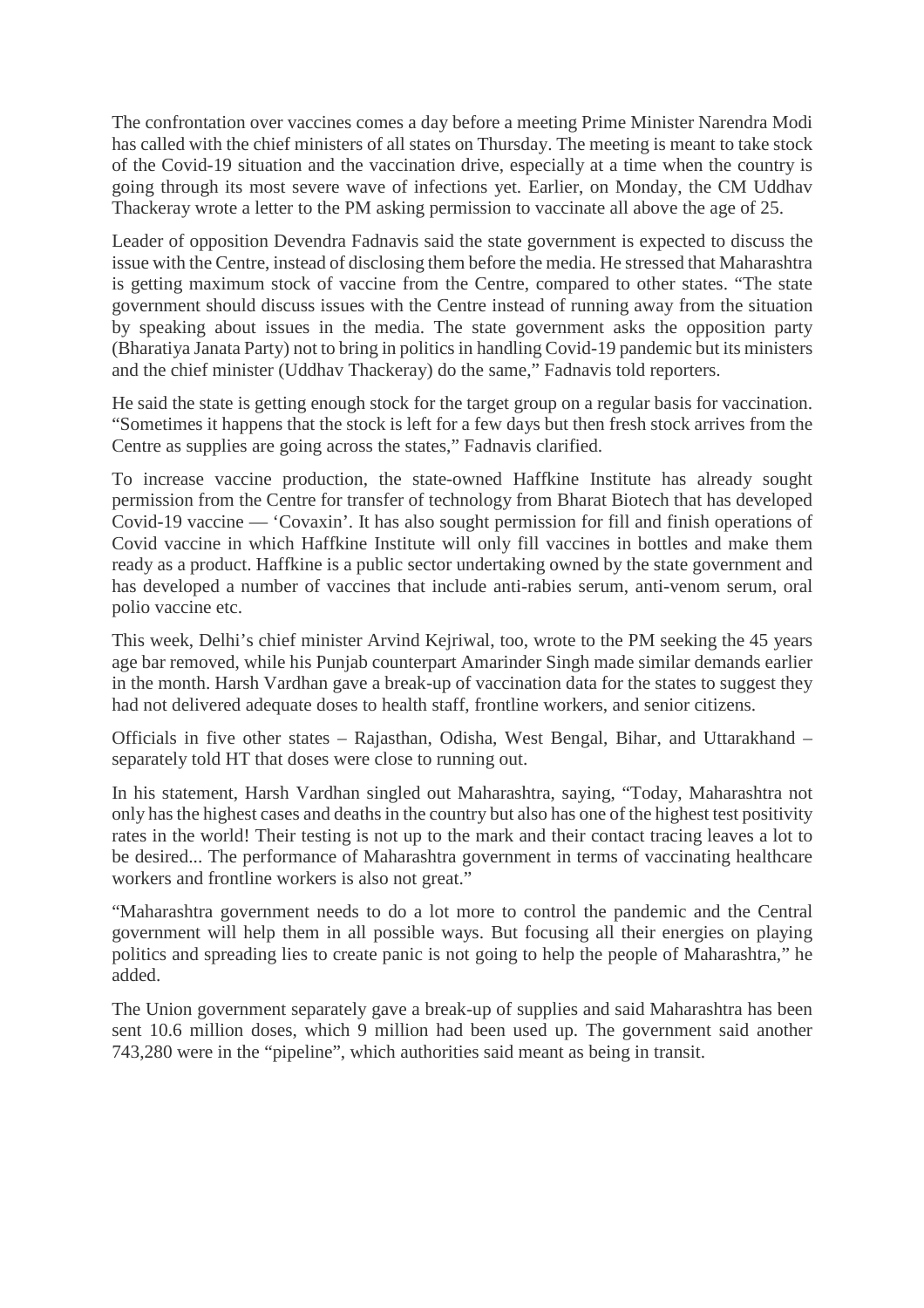The confrontation over vaccines comes a day before a meeting Prime Minister Narendra Modi has called with the chief ministers of all states on Thursday. The meeting is meant to take stock of the Covid-19 situation and the vaccination drive, especially at a time when the country is going through its most severe wave of infections yet. Earlier, on Monday, the CM Uddhav Thackeray wrote a letter to the PM asking permission to vaccinate all above the age of 25.

Leader of opposition Devendra Fadnavis said the state government is expected to discuss the issue with the Centre, instead of disclosing them before the media. He stressed that Maharashtra is getting maximum stock of vaccine from the Centre, compared to other states. "The state government should discuss issues with the Centre instead of running away from the situation by speaking about issues in the media. The state government asks the opposition party (Bharatiya Janata Party) not to bring in politics in handling Covid-19 pandemic but its ministers and the chief minister (Uddhav Thackeray) do the same," Fadnavis told reporters.

He said the state is getting enough stock for the target group on a regular basis for vaccination. "Sometimes it happens that the stock is left for a few days but then fresh stock arrives from the Centre as supplies are going across the states," Fadnavis clarified.

To increase vaccine production, the state-owned Haffkine Institute has already sought permission from the Centre for transfer of technology from Bharat Biotech that has developed Covid-19 vaccine — 'Covaxin'. It has also sought permission for fill and finish operations of Covid vaccine in which Haffkine Institute will only fill vaccines in bottles and make them ready as a product. Haffkine is a public sector undertaking owned by the state government and has developed a number of vaccines that include anti-rabies serum, anti-venom serum, oral polio vaccine etc.

This week, Delhi's chief minister Arvind Kejriwal, too, wrote to the PM seeking the 45 years age bar removed, while his Punjab counterpart Amarinder Singh made similar demands earlier in the month. Harsh Vardhan gave a break-up of vaccination data for the states to suggest they had not delivered adequate doses to health staff, frontline workers, and senior citizens.

Officials in five other states – Rajasthan, Odisha, West Bengal, Bihar, and Uttarakhand – separately told HT that doses were close to running out.

In his statement, Harsh Vardhan singled out Maharashtra, saying, "Today, Maharashtra not only has the highest cases and deaths in the country but also has one of the highest test positivity rates in the world! Their testing is not up to the mark and their contact tracing leaves a lot to be desired... The performance of Maharashtra government in terms of vaccinating healthcare workers and frontline workers is also not great."

"Maharashtra government needs to do a lot more to control the pandemic and the Central government will help them in all possible ways. But focusing all their energies on playing politics and spreading lies to create panic is not going to help the people of Maharashtra," he added.

The Union government separately gave a break-up of supplies and said Maharashtra has been sent 10.6 million doses, which 9 million had been used up. The government said another 743,280 were in the "pipeline", which authorities said meant as being in transit.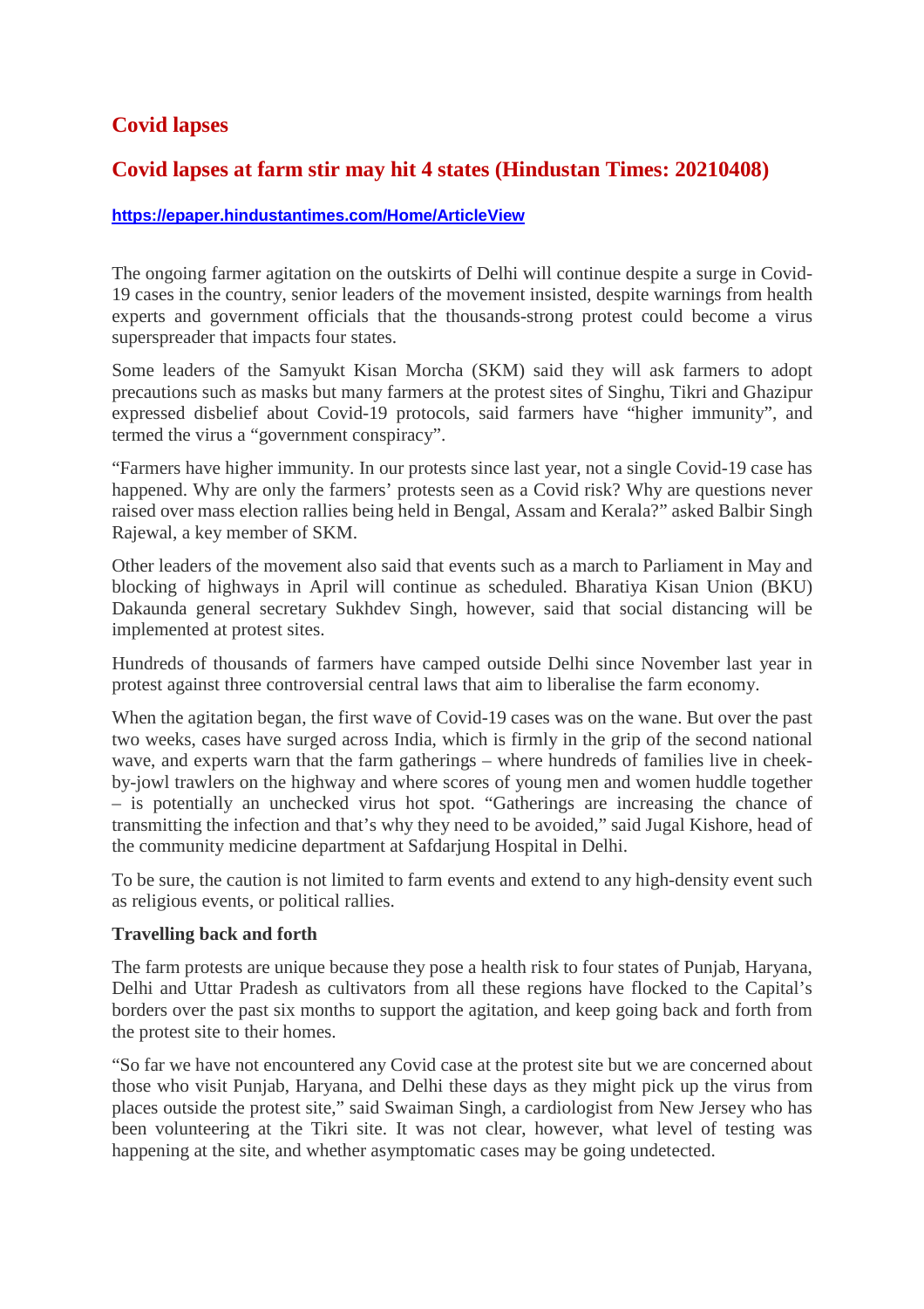## Covid lapses

## Covid lapses at farm stir may hit 4 states (Hindustan Times: 20210408)

https://epaper.hindustantimes.com/Home/ArticleView

The ongoing farmer agitation on the outskirts of Delhi will continue despite a surge in Covid-19 cases in the country, senior leaders of the movement insisted, despite warnings from health experts and government officials that the thousands-strong protest could become a virus superspreader that impacts four states.

Some leaders of the Samyukt Kisan Morcha (SKM) said they will ask farmers to adopt precautions such as masks but many farmers at the protest sites of Singhu, Tikri and Ghazipur expressed disbelief about Covid-19 protocols, said farmers have "higher immunity", and termed the virus a "government conspiracy".

"Farmers have higher immunity. In our protests since last year, not a single Covid-19 case has happened. Why are only the farmers' protests seen as a Covid risk? Why are questions never raised over mass election rallies being held in Bengal, Assam and Kerala?" asked Balbir Singh Rajewal, a key member of SKM.

Other leaders of the movement also said that events such as a march to Parliament in May and blocking of highways in April will continue as scheduled. Bharatiya Kisan Union (BKU) Dakaunda general secretary Sukhdev Singh, however, said that social distancing will be implemented at protest sites.

Hundreds of thousands of farmers have camped outside Delhi since November last year in protest against three controversial central laws that aim to liberalise the farm economy.

When the agitation began, the first wave of Covid-19 cases was on the wane. But over the past two weeks, cases have surged across India, which is firmly in the grip of the second national wave, and experts warn that the farm gatherings – where hundreds of families live in cheek-by-jowl trawlers on the highway and where scores of young men and women huddle together – is potentially an unchecked virus hot spot. "Gatherings are increasing the chance of transmitting the infection and that's why they need to be avoided," said Jugal Kishore, head of the community medicine department at Safdarjung Hospital in Delhi.

To be sure, the caution is not limited to farm events and extend to any high-density event such as religious events, or political rallies.

**Travelling back and forth**

The farm protests are unique because they pose a health risk to four states of Punjab, Haryana, Delhi and Uttar Pradesh as cultivators from all these regions have flocked to the Capital's borders over the past six months to support the agitation, and keep going back and forth from the protest site to their homes.

"So far we have not encountered any Covid case at the protest site but we are concerned about those who visit Punjab, Haryana, and Delhi these days as they might pick up the virus from places outside the protest site," said Swaiman Singh, a cardiologist from New Jersey who has been volunteering at the Tikri site. It was not clear, however, what level of testing was happening at the site, and whether asymptomatic cases may be going undetected.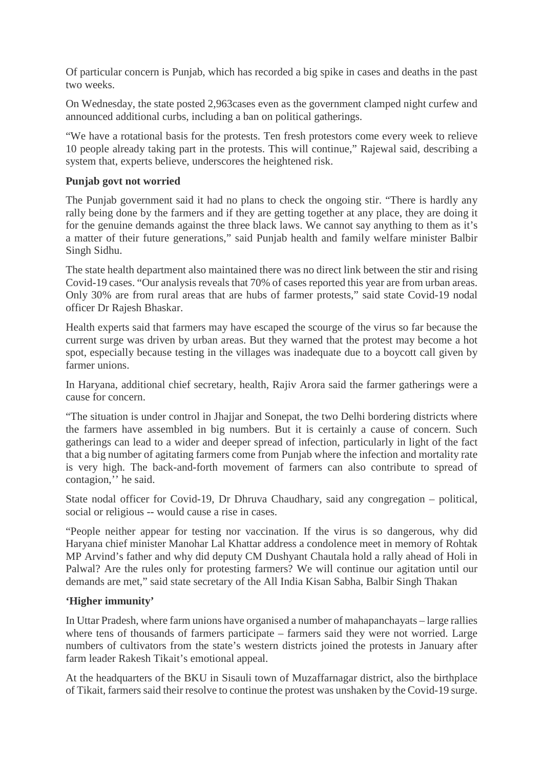Of particular concern is Punjab, which has recorded a big spike in cases and deaths in the past two weeks.

On Wednesday, the state posted 2,963cases even as the government clamped night curfew and announced additional curbs, including a ban on political gatherings.

"We have a rotational basis for the protests. Ten fresh protestors come every week to relieve 10 people already taking part in the protests. This will continue," Rajewal said, describing a system that, experts believe, underscores the heightened risk.

**Punjab govt not worried**

The Punjab government said it had no plans to check the ongoing stir. "There is hardly any rally being done by the farmers and if they are getting together at any place, they are doing it for the genuine demands against the three black laws. We cannot say anything to them as it's a matter of their future generations," said Punjab health and family welfare minister Balbir Singh Sidhu.

The state health department also maintained there was no direct link between the stir and rising Covid-19 cases. "Our analysis reveals that 70% of cases reported this year are from urban areas. Only 30% are from rural areas that are hubs of farmer protests," said state Covid-19 nodal officer Dr Rajesh Bhaskar.

Health experts said that farmers may have escaped the scourge of the virus so far because the current surge was driven by urban areas. But they warned that the protest may become a hot spot, especially because testing in the villages was inadequate due to a boycott call given by farmer unions.

In Haryana, additional chief secretary, health, Rajiv Arora said the farmer gatherings were a cause for concern.

"The situation is under control in Jhajjar and Sonepat, the two Delhi bordering districts where the farmers have assembled in big numbers. But it is certainly a cause of concern. Such gatherings can lead to a wider and deeper spread of infection, particularly in light of the fact that a big number of agitating farmers come from Punjab where the infection and mortality rate is very high. The back-and-forth movement of farmers can also contribute to spread of contagion,'' he said.

State nodal officer for Covid-19, Dr Dhruva Chaudhary, said any congregation – political, social or religious -- would cause a rise in cases.

"People neither appear for testing nor vaccination. If the virus is so dangerous, why did Haryana chief minister Manohar Lal Khattar address a condolence meet in memory of Rohtak MP Arvind's father and why did deputy CM Dushyant Chautala hold a rally ahead of Holi in Palwal? Are the rules only for protesting farmers? We will continue our agitation until our demands are met," said state secretary of the All India Kisan Sabha, Balbir Singh Thakan

**'Higher immunity'**

In Uttar Pradesh, where farm unions have organised a number of mahapanchayats – large rallies where tens of thousands of farmers participate – farmers said they were not worried. Large numbers of cultivators from the state's western districts joined the protests in January after farm leader Rakesh Tikait's emotional appeal.

At the headquarters of the BKU in Sisauli town of Muzaffarnagar district, also the birthplace of Tikait, farmers said their resolve to continue the protest was unshaken by the Covid-19 surge.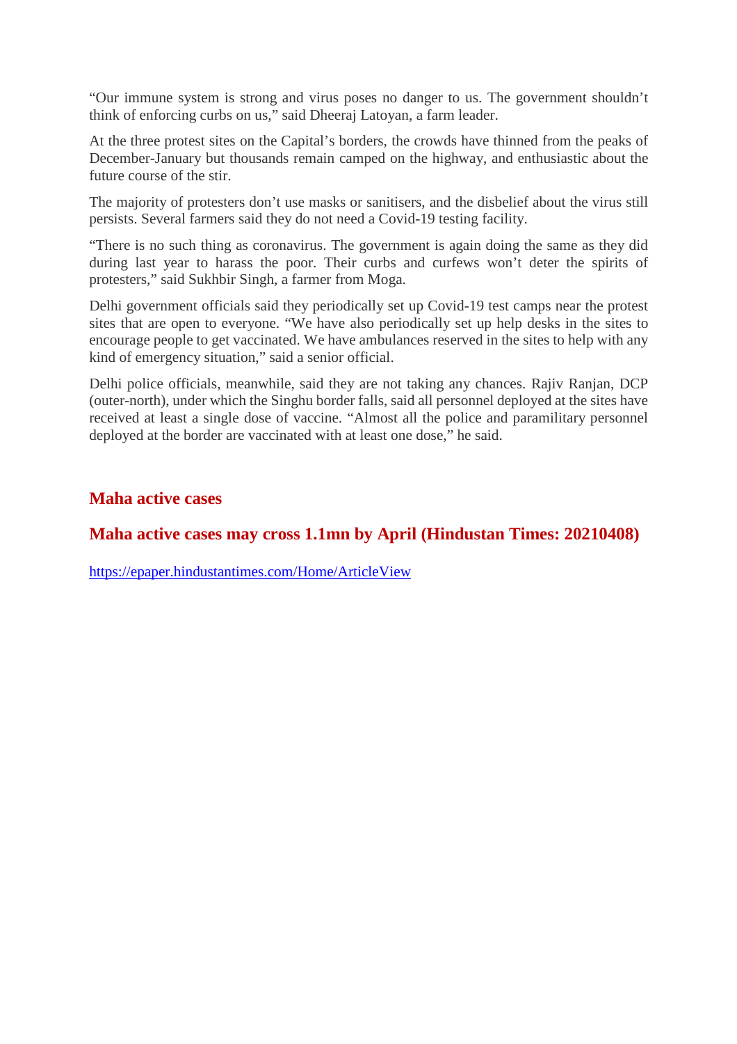"Our immune system is strong and virus poses no danger to us. The government shouldn't think of enforcing curbs on us," said Dheeraj Latoyan, a farm leader.

At the three protest sites on the Capital's borders, the crowds have thinned from the peaks of December-January but thousands remain camped on the highway, and enthusiastic about the future course of the stir.

The majority of protesters don't use masks or sanitisers, and the disbelief about the virus still persists. Several farmers said they do not need a Covid-19 testing facility.

"There is no such thing as coronavirus. The government is again doing the same as they did during last year to harass the poor. Their curbs and curfews won't deter the spirits of protesters," said Sukhbir Singh, a farmer from Moga.

Delhi government officials said they periodically set up Covid-19 test camps near the protest sites that are open to everyone. "We have also periodically set up help desks in the sites to encourage people to get vaccinated. We have ambulances reserved in the sites to help with any kind of emergency situation," said a senior official.

Delhi police officials, meanwhile, said they are not taking any chances. Rajiv Ranjan, DCP (outer-north), under which the Singhu border falls, said all personnel deployed at the sites have received at least a single dose of vaccine. "Almost all the police and paramilitary personnel deployed at the border are vaccinated with at least one dose," he said.

## Maha active cases

## Maha active cases may cross 1.1mn by April (Hindustan Times: 20210408)

https://epaper.hindustantimes.com/Home/ArticleView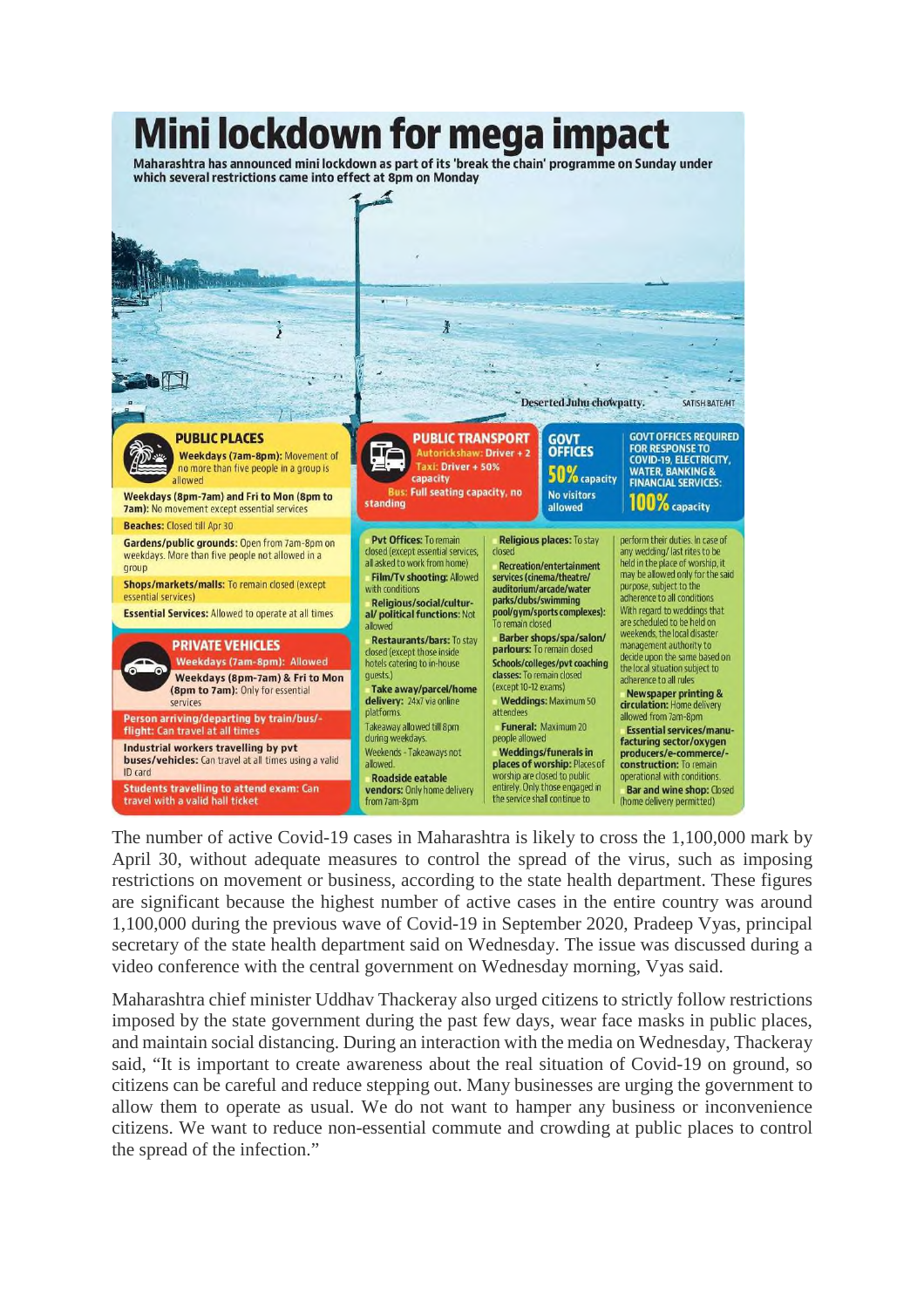# Mini lockdown for mega impact

Maharashtra has announced mini lockdown as part of its 'break the chain' programme on Sunday under which several restrictions came into effect at 8pm on Monday

Deserted Juhu chowpatty. SATISH BATE/HT

## PUBLIC PLACES

**Weekdays (7am-8pm):** Movement of no more than five people in a group is allowed

**Weekdays (8pm-7am) and Fri to Mon (8pm to 7am):** No movement except essential services

**Beaches:** Closed till Apr 30

**Gardens/public grounds:** Open from 7am-8pm on weekdays. More than five people not allowed in a group

**Shops/markets/malls:** To remain closed (except essential services)

**Essential Services:** Allowed to operate at all times

## PRIVATE VEHICLES

**Weekdays (7am-8pm):** Allowed

**Weekdays (8pm-7am) & Fri to Mon (8pm to 7am):** Only for essential services

**Person arriving/departing by train/bus/-flight:** Can travel at all times

**Industrial workers travelling by pvt buses/vehicles:** Can travel at all times using a valid ID card

**Students travelling to attend exam:** Can travel with a valid hall ticket

## PUBLIC TRANSPORT

**Autorickshaw:** Driver + 2

**Taxi:** Driver + 50% capacity

**Bus:** Full seating capacity, no standing

## GOVT OFFICES

**50%** capacity

No visitors allowed

**GOVT OFFICES REQUIRED FOR RESPONSE TO COVID-19, ELECTRICITY, WATER, BANKING & FINANCIAL SERVICES:** **100%** capacity

**Pvt Offices:** To remain closed (except essential services, all asked to work from home)

**Film/Tv shooting:** Allowed with conditions

**Religious/social/cultural/ political functions:** Not allowed

**Restaurants/bars:** To stay closed (except those inside hotels catering to in-house guests.)

**Take away/parcel/home delivery:** 24x7 via online platforms.

Takeaway allowed till 8pm during weekdays.

Weekends - Takeaways not allowed.

**Roadside eatable vendors:** Only home delivery from 7am-8pm

**Religious places:** To stay closed

**Recreation/entertainment services (cinema/theatre/ auditorium/arcade/water parks/clubs/swimming pool/gym/sports complexes):** To remain closed

**Barber shops/spa/salon/ parlours:** To remain closed

**Schools/colleges/pvt coaching classes:** To remain closed (except 10-12 exams)

**Weddings:** Maximum 50 attendees

**Funeral:** Maximum 20 people allowed

**Weddings/funerals in places of worship:** Places of worship are closed to public entirely. Only those engaged in the service shall continue to perform their duties. In case of any wedding/ last rites to be held in the place of worship, it may be allowed only for the said purpose, subject to the adherence to all conditions. With regard to weddings that are scheduled to be held on weekends, the local disaster management authority to decide upon the same based on the local situation subject to adherence to all rules

**Newspaper printing & circulation:** Home delivery allowed from 7am-8pm

**Essential services/manufacturing sector/oxygen producers/e-commerce/-construction:** To remain operational with conditions.

**Bar and wine shop:** Closed (home delivery permitted)

The number of active Covid-19 cases in Maharashtra is likely to cross the 1,100,000 mark by April 30, without adequate measures to control the spread of the virus, such as imposing restrictions on movement or business, according to the state health department. These figures are significant because the highest number of active cases in the entire country was around 1,100,000 during the previous wave of Covid-19 in September 2020, Pradeep Vyas, principal secretary of the state health department said on Wednesday. The issue was discussed during a video conference with the central government on Wednesday morning, Vyas said.

Maharashtra chief minister Uddhav Thackeray also urged citizens to strictly follow restrictions imposed by the state government during the past few days, wear face masks in public places, and maintain social distancing. During an interaction with the media on Wednesday, Thackeray said, "It is important to create awareness about the real situation of Covid-19 on ground, so citizens can be careful and reduce stepping out. Many businesses are urging the government to allow them to operate as usual. We do not want to hamper any business or inconvenience citizens. We want to reduce non-essential commute and crowding at public places to control the spread of the infection."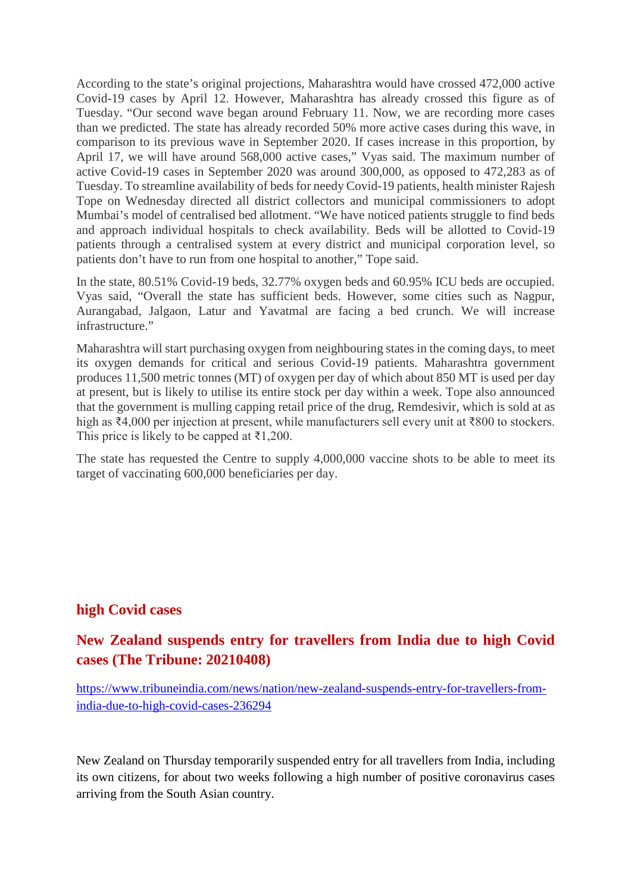According to the state's original projections, Maharashtra would have crossed 472,000 active Covid-19 cases by April 12. However, Maharashtra has already crossed this figure as of Tuesday. "Our second wave began around February 11. Now, we are recording more cases than we predicted. The state has already recorded 50% more active cases during this wave, in comparison to its previous wave in September 2020. If cases increase in this proportion, by April 17, we will have around 568,000 active cases," Vyas said. The maximum number of active Covid-19 cases in September 2020 was around 300,000, as opposed to 472,283 as of Tuesday. To streamline availability of beds for needy Covid-19 patients, health minister Rajesh Tope on Wednesday directed all district collectors and municipal commissioners to adopt Mumbai's model of centralised bed allotment. "We have noticed patients struggle to find beds and approach individual hospitals to check availability. Beds will be allotted to Covid-19 patients through a centralised system at every district and municipal corporation level, so patients don't have to run from one hospital to another," Tope said.

In the state, 80.51% Covid-19 beds, 32.77% oxygen beds and 60.95% ICU beds are occupied. Vyas said, "Overall the state has sufficient beds. However, some cities such as Nagpur, Aurangabad, Jalgaon, Latur and Yavatmal are facing a bed crunch. We will increase infrastructure."

Maharashtra will start purchasing oxygen from neighbouring states in the coming days, to meet its oxygen demands for critical and serious Covid-19 patients. Maharashtra government produces 11,500 metric tonnes (MT) of oxygen per day of which about 850 MT is used per day at present, but is likely to utilise its entire stock per day within a week. Tope also announced that the government is mulling capping retail price of the drug, Remdesivir, which is sold at as high as ₹4,000 per injection at present, while manufacturers sell every unit at ₹800 to stockers. This price is likely to be capped at ₹1,200.

The state has requested the Centre to supply 4,000,000 vaccine shots to be able to meet its target of vaccinating 600,000 beneficiaries per day.

## high Covid cases

## New Zealand suspends entry for travellers from India due to high Covid cases (The Tribune: 20210408)

https://www.tribuneindia.com/news/nation/new-zealand-suspends-entry-for-travellers-from-india-due-to-high-covid-cases-236294

New Zealand on Thursday temporarily suspended entry for all travellers from India, including its own citizens, for about two weeks following a high number of positive coronavirus cases arriving from the South Asian country.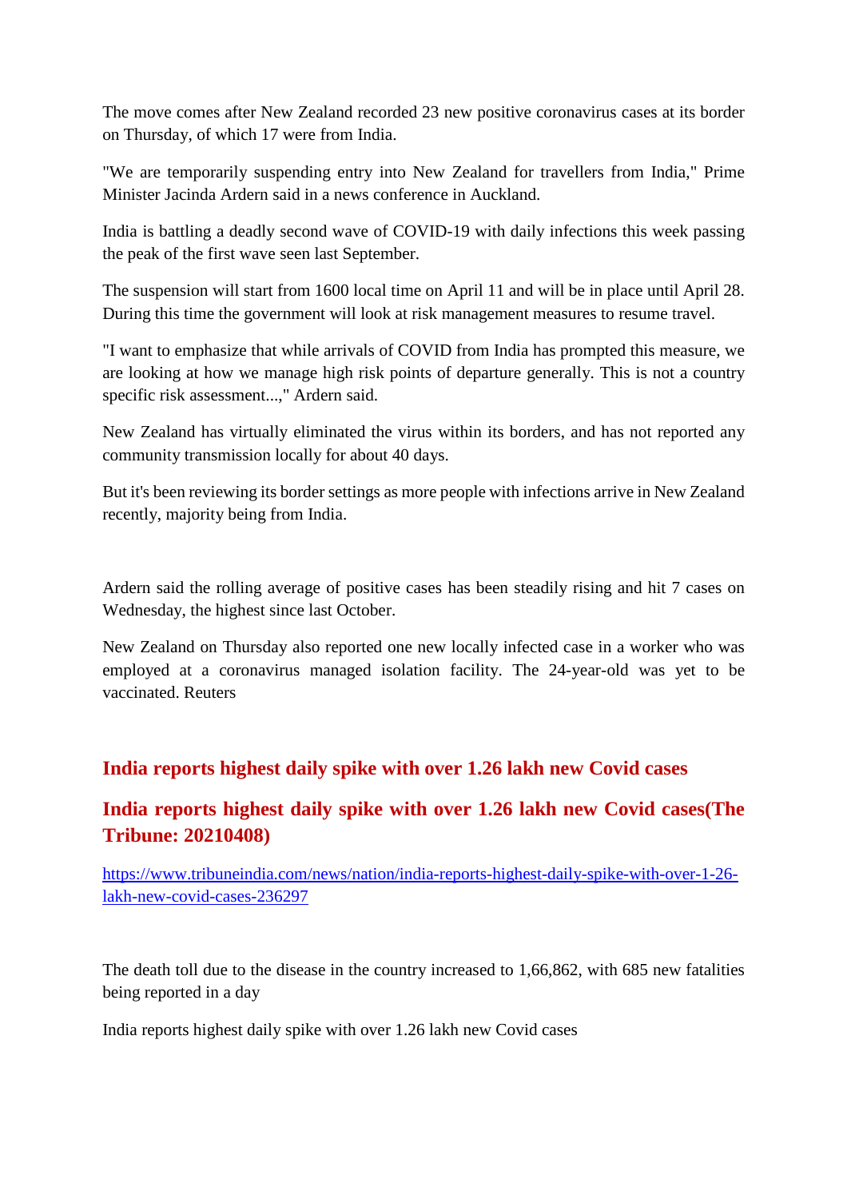The move comes after New Zealand recorded 23 new positive coronavirus cases at its border on Thursday, of which 17 were from India.

"We are temporarily suspending entry into New Zealand for travellers from India," Prime Minister Jacinda Ardern said in a news conference in Auckland.

India is battling a deadly second wave of COVID-19 with daily infections this week passing the peak of the first wave seen last September.

The suspension will start from 1600 local time on April 11 and will be in place until April 28. During this time the government will look at risk management measures to resume travel.

"I want to emphasize that while arrivals of COVID from India has prompted this measure, we are looking at how we manage high risk points of departure generally. This is not a country specific risk assessment...," Ardern said.

New Zealand has virtually eliminated the virus within its borders, and has not reported any community transmission locally for about 40 days.

But it's been reviewing its border settings as more people with infections arrive in New Zealand recently, majority being from India.

Ardern said the rolling average of positive cases has been steadily rising and hit 7 cases on Wednesday, the highest since last October.

New Zealand on Thursday also reported one new locally infected case in a worker who was employed at a coronavirus managed isolation facility. The 24-year-old was yet to be vaccinated. Reuters

## India reports highest daily spike with over 1.26 lakh new Covid cases

## India reports highest daily spike with over 1.26 lakh new Covid cases(The Tribune: 20210408)

https://www.tribuneindia.com/news/nation/india-reports-highest-daily-spike-with-over-1-26-lakh-new-covid-cases-236297

The death toll due to the disease in the country increased to 1,66,862, with 685 new fatalities being reported in a day

India reports highest daily spike with over 1.26 lakh new Covid cases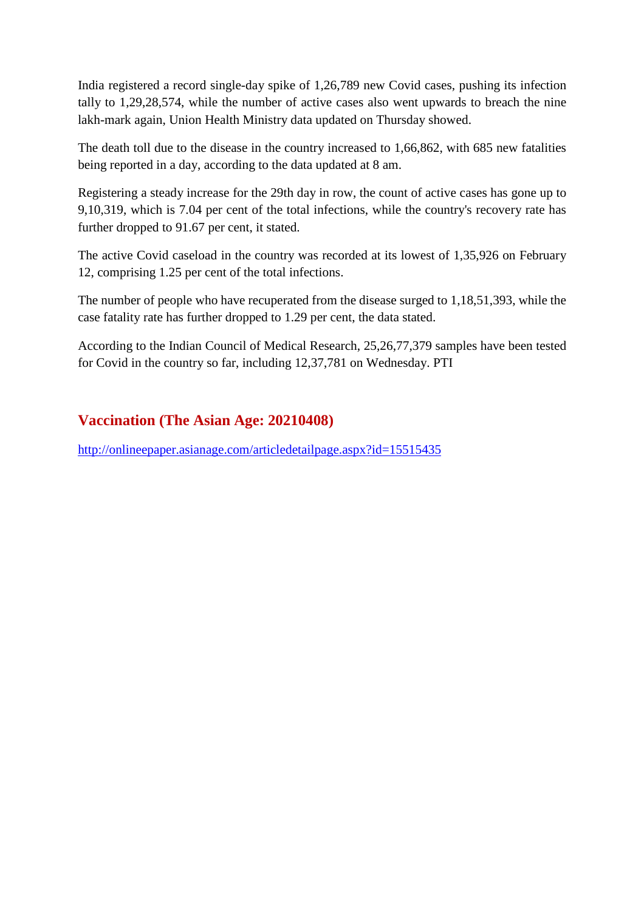India registered a record single-day spike of 1,26,789 new Covid cases, pushing its infection tally to 1,29,28,574, while the number of active cases also went upwards to breach the nine lakh-mark again, Union Health Ministry data updated on Thursday showed.

The death toll due to the disease in the country increased to 1,66,862, with 685 new fatalities being reported in a day, according to the data updated at 8 am.

Registering a steady increase for the 29th day in row, the count of active cases has gone up to 9,10,319, which is 7.04 per cent of the total infections, while the country's recovery rate has further dropped to 91.67 per cent, it stated.

The active Covid caseload in the country was recorded at its lowest of 1,35,926 on February 12, comprising 1.25 per cent of the total infections.

The number of people who have recuperated from the disease surged to 1,18,51,393, while the case fatality rate has further dropped to 1.29 per cent, the data stated.

According to the Indian Council of Medical Research, 25,26,77,379 samples have been tested for Covid in the country so far, including 12,37,781 on Wednesday. PTI

## Vaccination (The Asian Age: 20210408)

http://onlineepaper.asianage.com/articledetailpage.aspx?id=15515435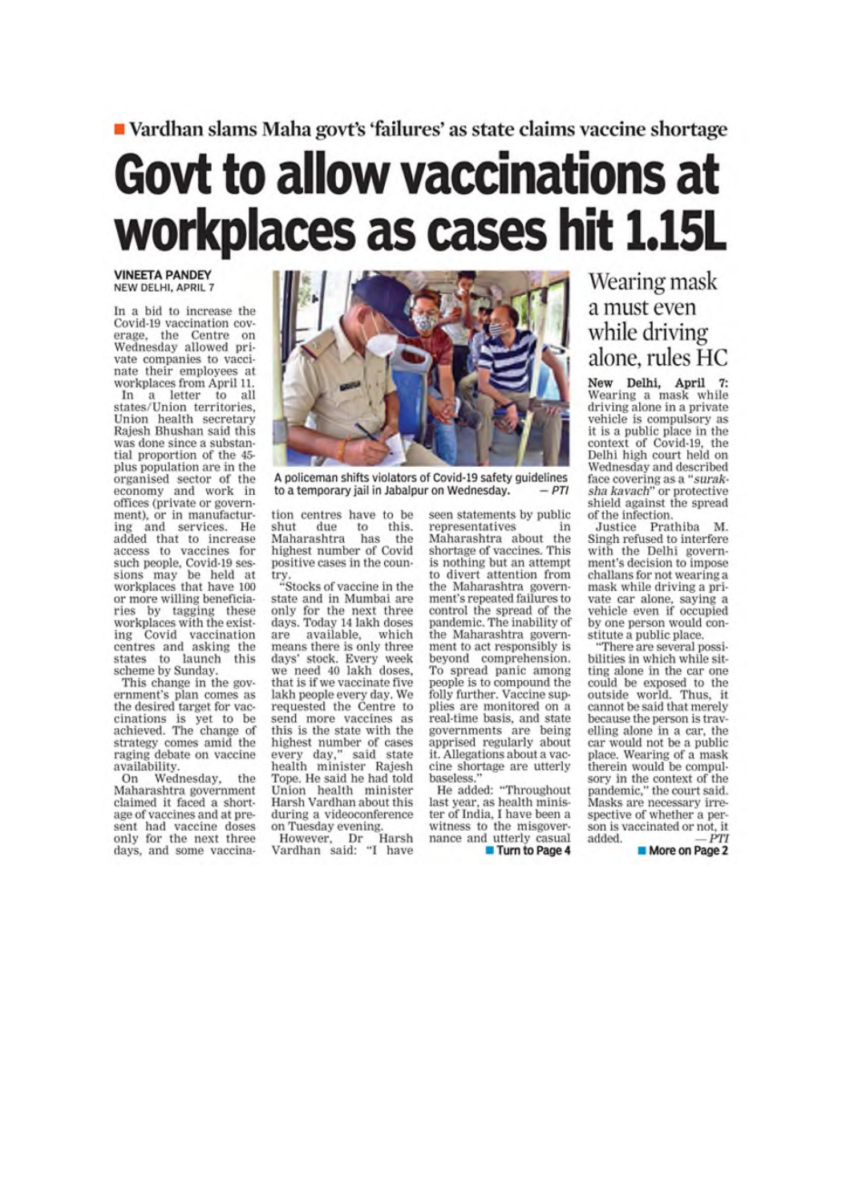■ Vardhan slams Maha govt's 'failures' as state claims vaccine shortage

# Govt to allow vaccinations at workplaces as cases hit 1.15L

**VINEETA PANDEY**
NEW DELHI, APRIL 7

In a bid to increase the Covid-19 vaccination coverage, the Centre on Wednesday allowed private companies to vaccinate their employees at workplaces from April 11.

In a letter to all states/Union territories, Union health secretary Rajesh Bhushan said this was done since a substantial proportion of the 45-plus population are in the organised sector of the economy and work in offices (private or government), or in manufacturing and services. He added that to increase access to vaccines for such people, Covid-19 sessions may be held at workplaces that have 100 or more willing beneficiaries by tagging these workplaces with the existing Covid vaccination centres and asking the states to launch this scheme by Sunday.

This change in the government's plan comes as the desired target for vaccinations is yet to be achieved. The change of strategy comes amid the raging debate on vaccine availability.

On Wednesday, the Maharashtra government claimed it faced a shortage of vaccines and at present had vaccine doses only for the next three days, and some vaccination centres have to be shut due to this. Maharashtra has the highest number of Covid positive cases in the country.

"Stocks of vaccine in the state and in Mumbai are only for the next three days. Today 14 lakh doses are available, which means there is only three days' stock. Every week we need 40 lakh doses, that is if we vaccinate five lakh people every day. We requested the Centre to send more vaccines as this is the state with the highest number of cases every day," said state health minister Rajesh Tope. He said he had told Union health minister Harsh Vardhan about this during a videoconference on Tuesday evening.

However, Dr Harsh Vardhan said: "I have seen statements by public representatives in Maharashtra about the shortage of vaccines. This is nothing but an attempt to divert attention from the Maharashtra government's repeated failures to control the spread of the pandemic. The inability of the Maharashtra government to act responsibly is beyond comprehension. To spread panic among people is to compound the folly further. Vaccine supplies are monitored on a real-time basis, and state governments are being apprised regularly about it. Allegations about a vaccine shortage are utterly baseless."

He added: "Throughout last year, as health minister of India, I have been a witness to the misgovernance and utterly casual

■ Turn to Page 4

A policeman shifts violators of Covid-19 safety guidelines to a temporary jail in Jabalpur on Wednesday. — *PTI*

## Wearing mask a must even while driving alone, rules HC

**New Delhi, April 7:** Wearing a mask while driving alone in a private vehicle is compulsory as it is a public place in the context of Covid-19, the Delhi high court held on Wednesday and described face covering as a "*suraksha kavach*" or protective shield against the spread of the infection.

Justice Prathiba M. Singh refused to interfere with the Delhi government's decision to impose challans for not wearing a mask while driving a private car alone, saying a vehicle even if occupied by one person would constitute a public place.

"There are several possibilities in which while sitting alone in the car one could be exposed to the outside world. Thus, it cannot be said that merely because the person is travelling alone in a car, the car would not be a public place. Wearing of a mask therein would be compulsory in the context of the pandemic," the court said. Masks are necessary irrespective of whether a person is vaccinated or not, it added. — *PTI*

■ More on Page 2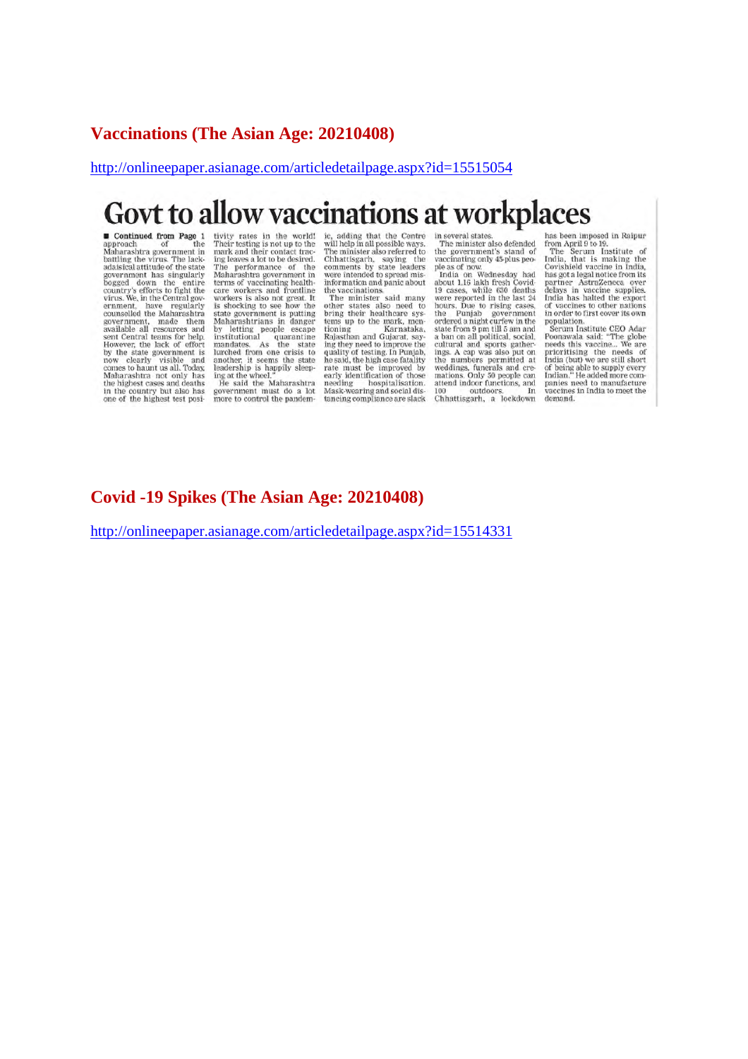## Vaccinations (The Asian Age: 20210408)

http://onlineepaper.asianage.com/articledetailpage.aspx?id=15515054

# Govt to allow vaccinations at workplaces

■ **Continued from Page 1** approach of the Maharashtra government in battling the virus. The lackadaisical attitude of the state government has singularly bogged down the entire country's efforts to fight the virus. We, in the Central government, have regularly counselled the Maharashtra government, made them available all resources and sent Central teams for help. However, the lack of effort by the state government is now clearly visible and comes to haunt us all. Today, Maharashtra not only has the highest cases and deaths in the country but also has one of the highest test positivity rates in the world! Their testing is not up to the mark and their contact tracing leaves a lot to be desired. The performance of the Maharashtra government in terms of vaccinating healthcare workers and frontline workers is also not great. It is shocking to see how the state government is putting Maharashtrians in danger by letting people escape institutional quarantine mandates. As the state lurched from one crisis to another, it seems the state leadership is happily sleeping at the wheel."

He said the Maharashtra government must do a lot more to control the pandemic, adding that the Centre will help in all possible ways. The minister also referred to Chhattisgarh, saying the comments by state leaders were intended to spread misinformation and panic about the vaccinations.

The minister said many other states also need to bring their healthcare systems up to the mark, mentioning Karnataka, Rajasthan and Gujarat, saying they need to improve the quality of testing. In Punjab, he said, the high case fatality rate must be improved by early identification of those needing hospitalisation. Mask-wearing and social distancing compliance are slack in several states.

The minister also defended the government's stand of vaccinating only 45-plus people as of now.

India on Wednesday had about 1.15 lakh fresh Covid-19 cases, while 630 deaths were reported in the last 24 hours. Due to rising cases, the Punjab government ordered a night curfew in the state from 9 pm till 5 am and a ban on all political, social, cultural and sports gatherings. A cap was also put on the numbers permitted at weddings, funerals and cremations. Only 50 people can attend indoor functions, and 100 outdoors. In Chhattisgarh, a lockdown has been imposed in Raipur from April 9 to 19.

The Serum Institute of India, that is making the Covishield vaccine in India, has got a legal notice from its partner AstraZeneca over delays in vaccine supplies. India has halted the export of vaccines to other nations in order to first cover its own population.

Serum Institute CEO Adar Poonawala said: "The globe needs this vaccine... We are prioritising the needs of India (but) we are still short of being able to supply every Indian." He added more companies need to manufacture vaccines in India to meet the demand.

## Covid -19 Spikes (The Asian Age: 20210408)

http://onlineepaper.asianage.com/articledetailpage.aspx?id=15514331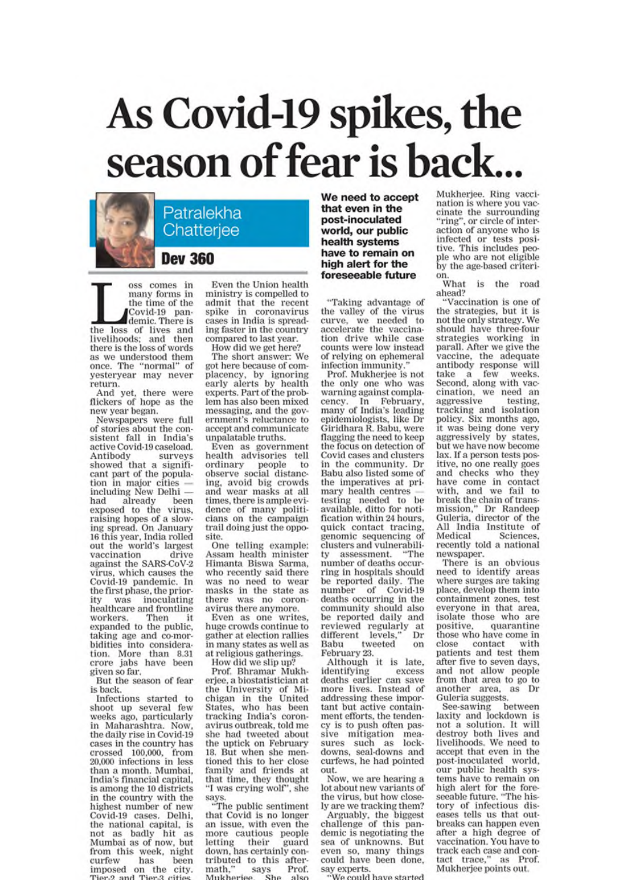# As Covid-19 spikes, the season of fear is back...

**Patralekha Chatterjee**

**Dev 360**

Loss comes in many forms in the time of the Covid-19 pandemic. There is the loss of lives and livelihoods; and then there is the loss of words as we understood them once. The "normal" of yesteryear may never return.

And yet, there were flickers of hope as the new year began.

Newspapers were full of stories about the consistent fall in India's active Covid-19 caseload. Antibody surveys showed that a significant part of the population in major cities — including New Delhi — had already been exposed to the virus, raising hopes of a slowing spread. On January 16 this year, India rolled out the world's largest vaccination drive against the SARS-CoV-2 virus, which causes the Covid-19 pandemic. In the first phase, the priority was inoculating healthcare and frontline workers. Then it expanded to the public, taking age and co-morbidities into consideration. More than 8.31 crore jabs have been given so far.

But the season of fear is back.

Infections started to shoot up several few weeks ago, particularly in Maharashtra. Now, the daily rise in Covid-19 cases in the country has crossed 100,000, from 20,000 infections in less than a month. Mumbai, India's financial capital, is among the 10 districts in the country with the highest number of new Covid-19 cases. Delhi, the national capital, is not as badly hit as Mumbai as of now, but from this week, night curfew has been imposed on the city. Tier-2 and Tier-3 cities

Even the Union health ministry is compelled to admit that the recent spike in coronavirus cases in India is spreading faster in the country compared to last year.

How did we get here?

The short answer: We got here because of complacency, by ignoring early alerts by health experts. Part of the problem has also been mixed messaging, and the government's reluctance to accept and communicate unpalatable truths.

Even as government health advisories tell ordinary people to observe social distancing, avoid big crowds and wear masks at all times, there is ample evidence of many politicians on the campaign trail doing just the opposite.

One telling example: Assam health minister Himanta Biswa Sarma, who recently said there was no need to wear masks in the state as there was no coronavirus there anymore.

Even as one writes, huge crowds continue to gather at election rallies in many states as well as at religious gatherings.

How did we slip up?

Prof. Bhramar Mukherjee, a biostatistician at the University of Michigan in the United States, who has been tracking India's coronavirus outbreak, told me she had tweeted about the uptick on February 18. But when she mentioned this to her close family and friends at that time, they thought "I was crying wolf", she says.

"The public sentiment that Covid is no longer an issue, with even the more cautious people letting their guard down, has certainly contributed to this aftermath," says Prof. Mukherjee. She also

**We need to accept that even in the post-inoculated world, our public health systems have to remain on high alert for the foreseeable future**

"Taking advantage of the valley of the virus curve, we needed to accelerate the vaccination drive while case counts were low instead of relying on ephemeral infection immunity."

Prof. Mukherjee is not the only one who was warning against complacency. In February, many of India's leading epidemiologists, like Dr Giridhara R. Babu, were flagging the need to keep the focus on detection of Covid cases and clusters in the community. Dr Babu also listed some of the imperatives at primary health centres — testing needed to be available, ditto for notification within 24 hours, quick contact tracing, genomic sequencing of clusters and vulnerability assessment. "The number of deaths occurring in hospitals should be reported daily. The number of Covid-19 deaths occurring in the community should also be reported daily and reviewed regularly at different levels," Dr Babu tweeted on February 23.

Although it is late, identifying excess deaths earlier can save more lives. Instead of addressing these important but active containment efforts, the tendency is to push often passive mitigation measures such as lockdowns, seal-downs and curfews, he had pointed out.

Now, we are hearing a lot about new variants of the virus, but how closely are we tracking them?

Arguably, the biggest challenge of this pandemic is negotiating the sea of unknowns. But even so, many things could have been done, say experts.

"We could have started ring vaccination," says Prof. Mukherjee. Ring vaccination is where you vaccinate the surrounding "ring", or circle of interaction of anyone who is infected or tests positive. This includes people who are not eligible by the age-based criterion.

What is the road ahead?

"Vaccination is one of the strategies, but it is not the only strategy. We should have three-four strategies working in parall. After we give the vaccine, the adequate antibody response will take a few weeks. Second, along with vaccination, we need an aggressive testing, tracking and isolation policy. Six months ago, it was being done very aggressively by states, but we have now become lax. If a person tests positive, no one really goes and checks who they have come in contact with, and we fail to break the chain of transmission," Dr Randeep Guleria, director of the All India Institute of Medical Sciences, recently told a national newspaper.

There is an obvious need to identify areas where surges are taking place, develop them into containment zones, test everyone in that area, isolate those who are positive, quarantine those who have come in close contact with patients and test them after five to seven days, and not allow people from that area to go to another area, as Dr Guleria suggests.

See-sawing between laxity and lockdown is not a solution. It will destroy both lives and livelihoods. We need to accept that even in the post-inoculated world, our public health systems have to remain on high alert for the foreseeable future. "The history of infectious diseases tells us that outbreaks can happen even after a high degree of vaccination. You have to track each case and contact trace," as Prof. Mukherjee points out.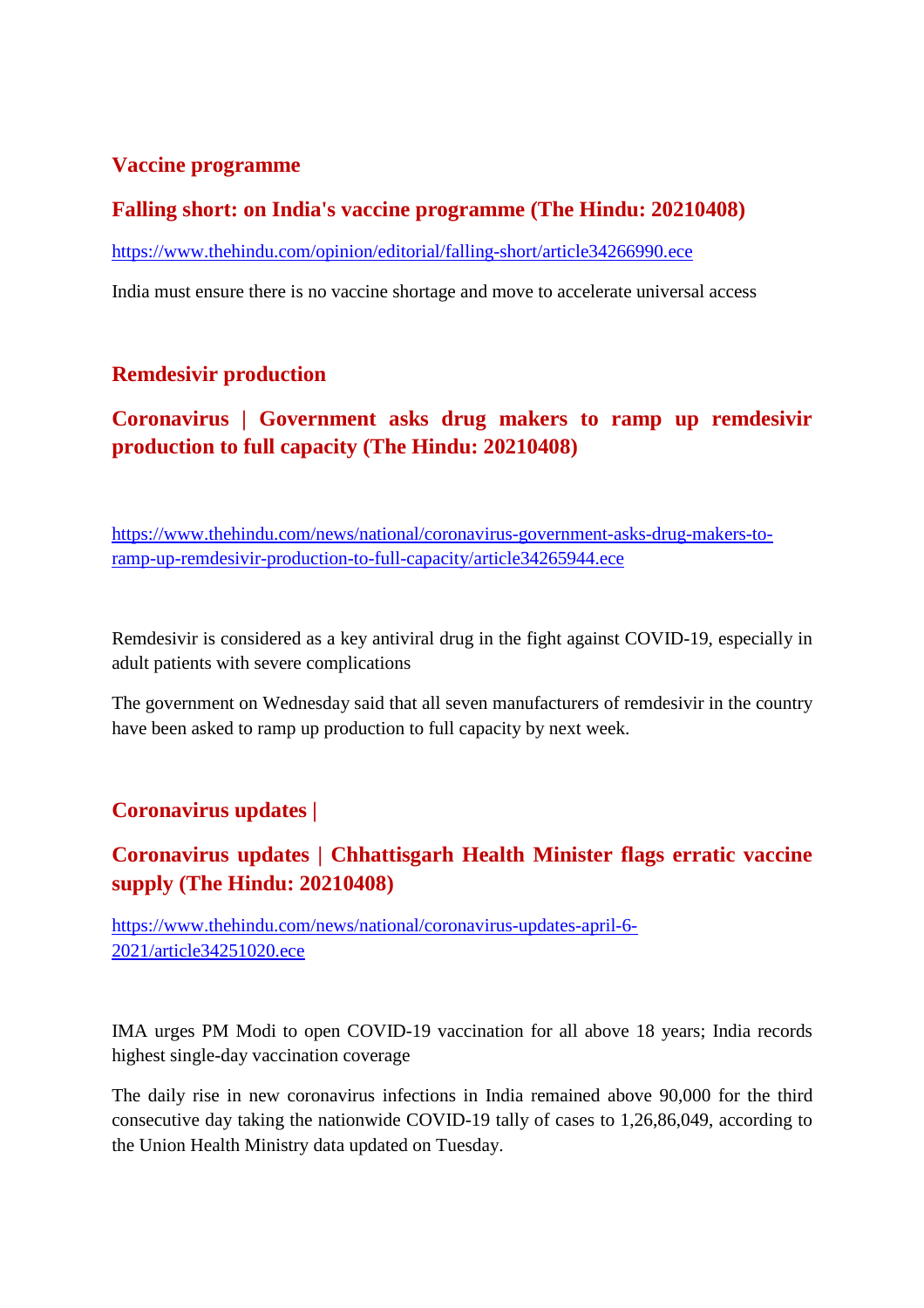## Vaccine programme

### Falling short: on India's vaccine programme (The Hindu: 20210408)

https://www.thehindu.com/opinion/editorial/falling-short/article34266990.ece

India must ensure there is no vaccine shortage and move to accelerate universal access

## Remdesivir production

### Coronavirus | Government asks drug makers to ramp up remdesivir production to full capacity (The Hindu: 20210408)

https://www.thehindu.com/news/national/coronavirus-government-asks-drug-makers-to-ramp-up-remdesivir-production-to-full-capacity/article34265944.ece

Remdesivir is considered as a key antiviral drug in the fight against COVID-19, especially in adult patients with severe complications

The government on Wednesday said that all seven manufacturers of remdesivir in the country have been asked to ramp up production to full capacity by next week.

## Coronavirus updates |

### Coronavirus updates | Chhattisgarh Health Minister flags erratic vaccine supply (The Hindu: 20210408)

https://www.thehindu.com/news/national/coronavirus-updates-april-6-2021/article34251020.ece

IMA urges PM Modi to open COVID-19 vaccination for all above 18 years; India records highest single-day vaccination coverage

The daily rise in new coronavirus infections in India remained above 90,000 for the third consecutive day taking the nationwide COVID-19 tally of cases to 1,26,86,049, according to the Union Health Ministry data updated on Tuesday.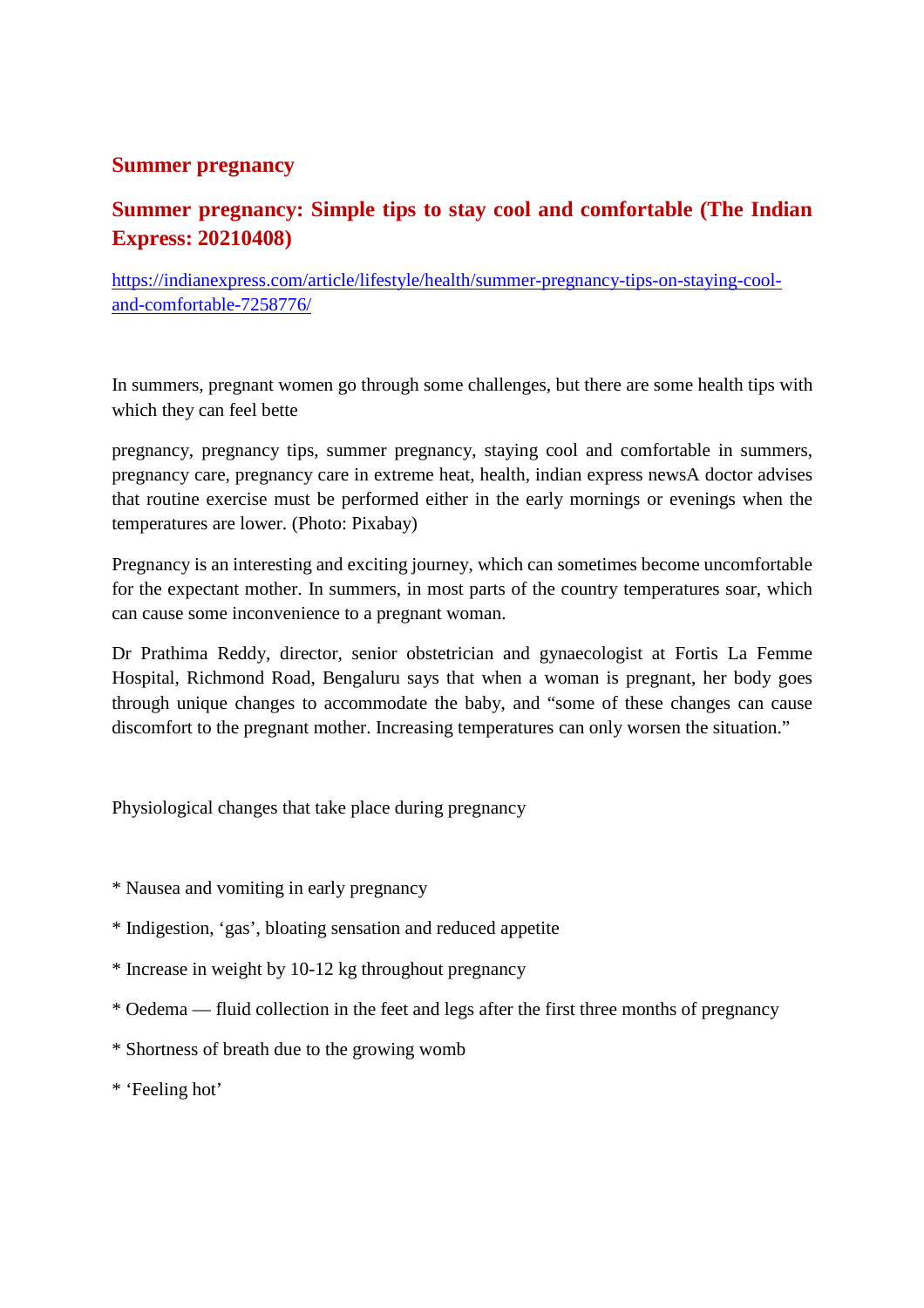## Summer pregnancy

## Summer pregnancy: Simple tips to stay cool and comfortable (The Indian Express: 20210408)

https://indianexpress.com/article/lifestyle/health/summer-pregnancy-tips-on-staying-cool-and-comfortable-7258776/

In summers, pregnant women go through some challenges, but there are some health tips with which they can feel bette

pregnancy, pregnancy tips, summer pregnancy, staying cool and comfortable in summers, pregnancy care, pregnancy care in extreme heat, health, indian express newsA doctor advises that routine exercise must be performed either in the early mornings or evenings when the temperatures are lower. (Photo: Pixabay)

Pregnancy is an interesting and exciting journey, which can sometimes become uncomfortable for the expectant mother. In summers, in most parts of the country temperatures soar, which can cause some inconvenience to a pregnant woman.

Dr Prathima Reddy, director, senior obstetrician and gynaecologist at Fortis La Femme Hospital, Richmond Road, Bengaluru says that when a woman is pregnant, her body goes through unique changes to accommodate the baby, and "some of these changes can cause discomfort to the pregnant mother. Increasing temperatures can only worsen the situation."

Physiological changes that take place during pregnancy

* Nausea and vomiting in early pregnancy

* Indigestion, 'gas', bloating sensation and reduced appetite

* Increase in weight by 10-12 kg throughout pregnancy

* Oedema — fluid collection in the feet and legs after the first three months of pregnancy

* Shortness of breath due to the growing womb

* 'Feeling hot'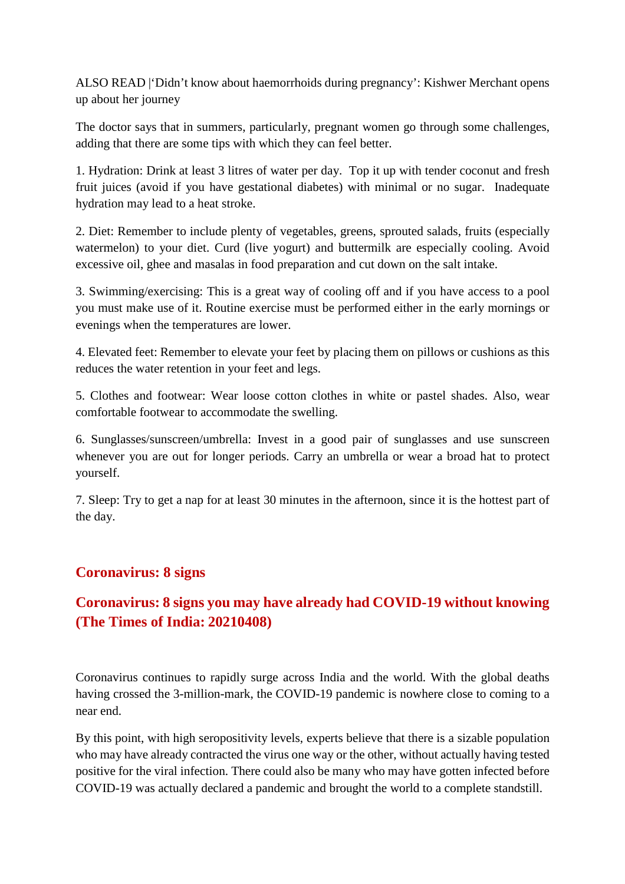ALSO READ |'Didn't know about haemorrhoids during pregnancy': Kishwer Merchant opens up about her journey

The doctor says that in summers, particularly, pregnant women go through some challenges, adding that there are some tips with which they can feel better.

1. Hydration: Drink at least 3 litres of water per day.  Top it up with tender coconut and fresh fruit juices (avoid if you have gestational diabetes) with minimal or no sugar.  Inadequate hydration may lead to a heat stroke.

2. Diet: Remember to include plenty of vegetables, greens, sprouted salads, fruits (especially watermelon) to your diet. Curd (live yogurt) and buttermilk are especially cooling. Avoid excessive oil, ghee and masalas in food preparation and cut down on the salt intake.

3. Swimming/exercising: This is a great way of cooling off and if you have access to a pool you must make use of it. Routine exercise must be performed either in the early mornings or evenings when the temperatures are lower.

4. Elevated feet: Remember to elevate your feet by placing them on pillows or cushions as this reduces the water retention in your feet and legs.

5. Clothes and footwear: Wear loose cotton clothes in white or pastel shades. Also, wear comfortable footwear to accommodate the swelling.

6. Sunglasses/sunscreen/umbrella: Invest in a good pair of sunglasses and use sunscreen whenever you are out for longer periods. Carry an umbrella or wear a broad hat to protect yourself.

7. Sleep: Try to get a nap for at least 30 minutes in the afternoon, since it is the hottest part of the day.

## Coronavirus: 8 signs

## Coronavirus: 8 signs you may have already had COVID-19 without knowing (The Times of India: 20210408)

Coronavirus continues to rapidly surge across India and the world. With the global deaths having crossed the 3-million-mark, the COVID-19 pandemic is nowhere close to coming to a near end.

By this point, with high seropositivity levels, experts believe that there is a sizable population who may have already contracted the virus one way or the other, without actually having tested positive for the viral infection. There could also be many who may have gotten infected before COVID-19 was actually declared a pandemic and brought the world to a complete standstill.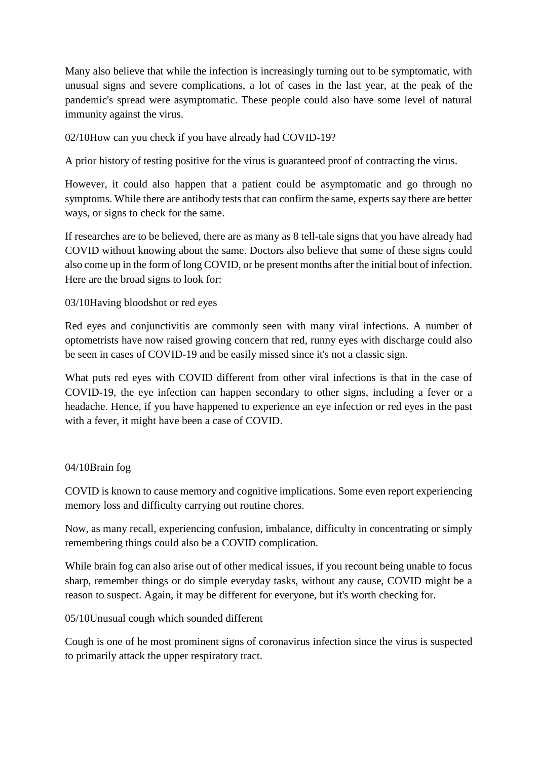Many also believe that while the infection is increasingly turning out to be symptomatic, with unusual signs and severe complications, a lot of cases in the last year, at the peak of the pandemic's spread were asymptomatic. These people could also have some level of natural immunity against the virus.

02/10How can you check if you have already had COVID-19?

A prior history of testing positive for the virus is guaranteed proof of contracting the virus.

However, it could also happen that a patient could be asymptomatic and go through no symptoms. While there are antibody tests that can confirm the same, experts say there are better ways, or signs to check for the same.

If researches are to be believed, there are as many as 8 tell-tale signs that you have already had COVID without knowing about the same. Doctors also believe that some of these signs could also come up in the form of long COVID, or be present months after the initial bout of infection. Here are the broad signs to look for:

03/10Having bloodshot or red eyes

Red eyes and conjunctivitis are commonly seen with many viral infections. A number of optometrists have now raised growing concern that red, runny eyes with discharge could also be seen in cases of COVID-19 and be easily missed since it's not a classic sign.

What puts red eyes with COVID different from other viral infections is that in the case of COVID-19, the eye infection can happen secondary to other signs, including a fever or a headache. Hence, if you have happened to experience an eye infection or red eyes in the past with a fever, it might have been a case of COVID.

04/10Brain fog

COVID is known to cause memory and cognitive implications. Some even report experiencing memory loss and difficulty carrying out routine chores.

Now, as many recall, experiencing confusion, imbalance, difficulty in concentrating or simply remembering things could also be a COVID complication.

While brain fog can also arise out of other medical issues, if you recount being unable to focus sharp, remember things or do simple everyday tasks, without any cause, COVID might be a reason to suspect. Again, it may be different for everyone, but it's worth checking for.

05/10Unusual cough which sounded different

Cough is one of he most prominent signs of coronavirus infection since the virus is suspected to primarily attack the upper respiratory tract.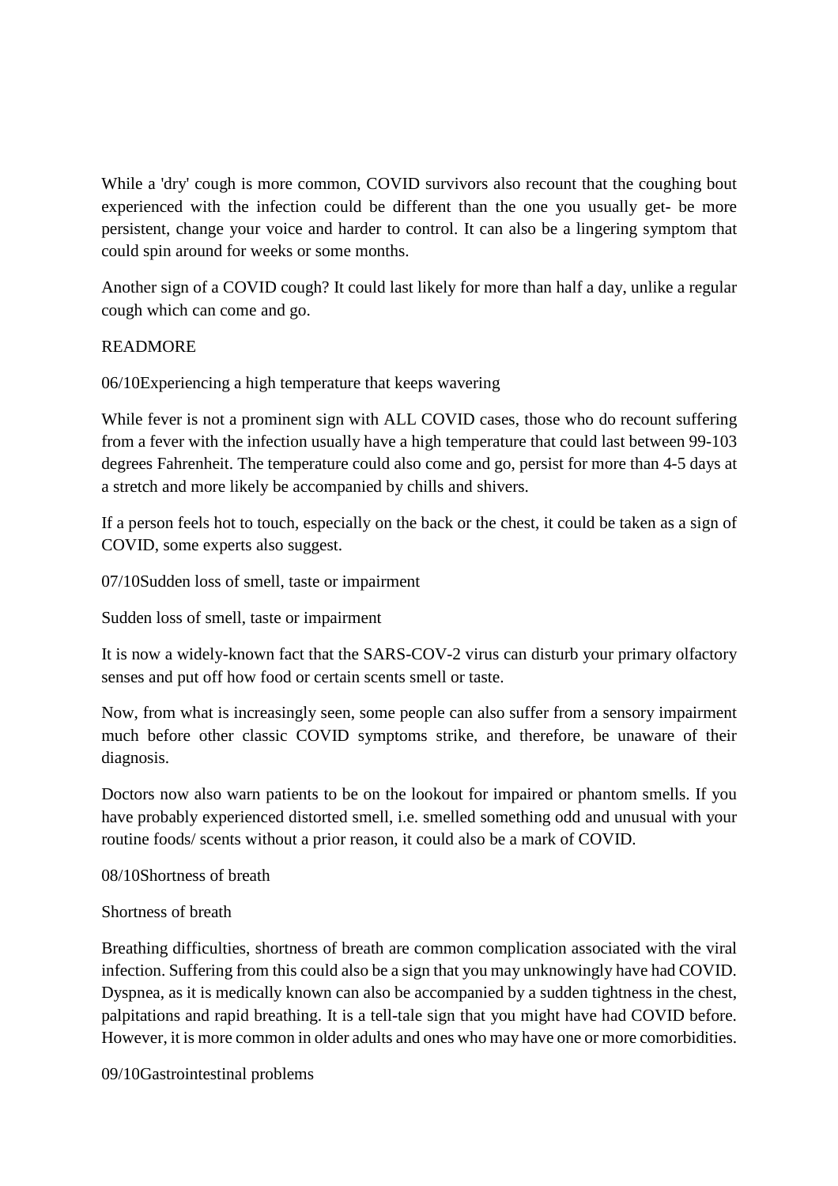While a 'dry' cough is more common, COVID survivors also recount that the coughing bout experienced with the infection could be different than the one you usually get- be more persistent, change your voice and harder to control. It can also be a lingering symptom that could spin around for weeks or some months.

Another sign of a COVID cough? It could last likely for more than half a day, unlike a regular cough which can come and go.

READMORE

06/10Experiencing a high temperature that keeps wavering

While fever is not a prominent sign with ALL COVID cases, those who do recount suffering from a fever with the infection usually have a high temperature that could last between 99-103 degrees Fahrenheit. The temperature could also come and go, persist for more than 4-5 days at a stretch and more likely be accompanied by chills and shivers.

If a person feels hot to touch, especially on the back or the chest, it could be taken as a sign of COVID, some experts also suggest.

07/10Sudden loss of smell, taste or impairment

Sudden loss of smell, taste or impairment

It is now a widely-known fact that the SARS-COV-2 virus can disturb your primary olfactory senses and put off how food or certain scents smell or taste.

Now, from what is increasingly seen, some people can also suffer from a sensory impairment much before other classic COVID symptoms strike, and therefore, be unaware of their diagnosis.

Doctors now also warn patients to be on the lookout for impaired or phantom smells. If you have probably experienced distorted smell, i.e. smelled something odd and unusual with your routine foods/ scents without a prior reason, it could also be a mark of COVID.

08/10Shortness of breath

Shortness of breath

Breathing difficulties, shortness of breath are common complication associated with the viral infection. Suffering from this could also be a sign that you may unknowingly have had COVID. Dyspnea, as it is medically known can also be accompanied by a sudden tightness in the chest, palpitations and rapid breathing. It is a tell-tale sign that you might have had COVID before. However, it is more common in older adults and ones who may have one or more comorbidities.

09/10Gastrointestinal problems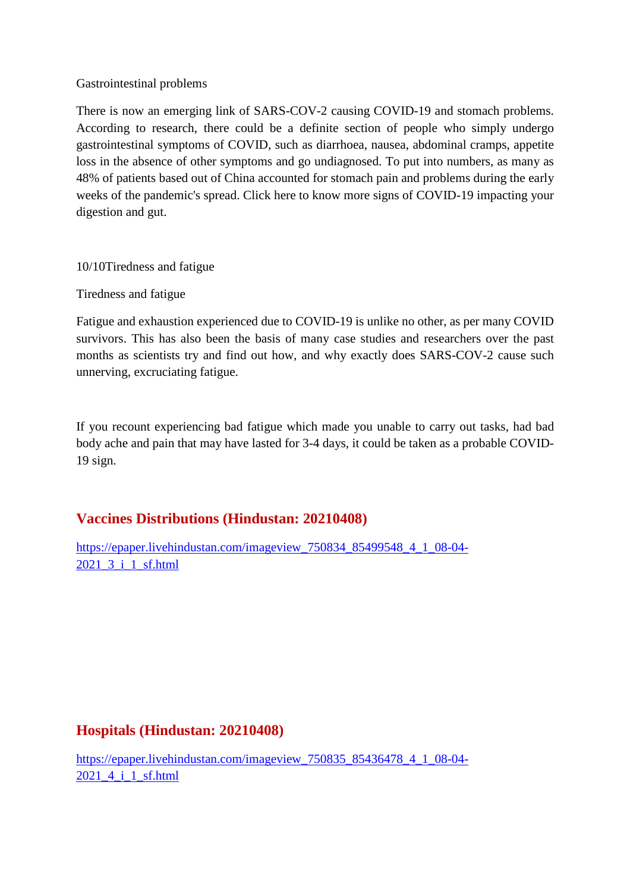Gastrointestinal problems

There is now an emerging link of SARS-COV-2 causing COVID-19 and stomach problems. According to research, there could be a definite section of people who simply undergo gastrointestinal symptoms of COVID, such as diarrhoea, nausea, abdominal cramps, appetite loss in the absence of other symptoms and go undiagnosed. To put into numbers, as many as 48% of patients based out of China accounted for stomach pain and problems during the early weeks of the pandemic's spread. Click here to know more signs of COVID-19 impacting your digestion and gut.

10/10Tiredness and fatigue

Tiredness and fatigue

Fatigue and exhaustion experienced due to COVID-19 is unlike no other, as per many COVID survivors. This has also been the basis of many case studies and researchers over the past months as scientists try and find out how, and why exactly does SARS-COV-2 cause such unnerving, excruciating fatigue.

If you recount experiencing bad fatigue which made you unable to carry out tasks, had bad body ache and pain that may have lasted for 3-4 days, it could be taken as a probable COVID-19 sign.

## Vaccines Distributions (Hindustan: 20210408)

https://epaper.livehindustan.com/imageview_750834_85499548_4_1_08-04-2021_3_i_1_sf.html

## Hospitals (Hindustan: 20210408)

https://epaper.livehindustan.com/imageview_750835_85436478_4_1_08-04-2021_4_i_1_sf.html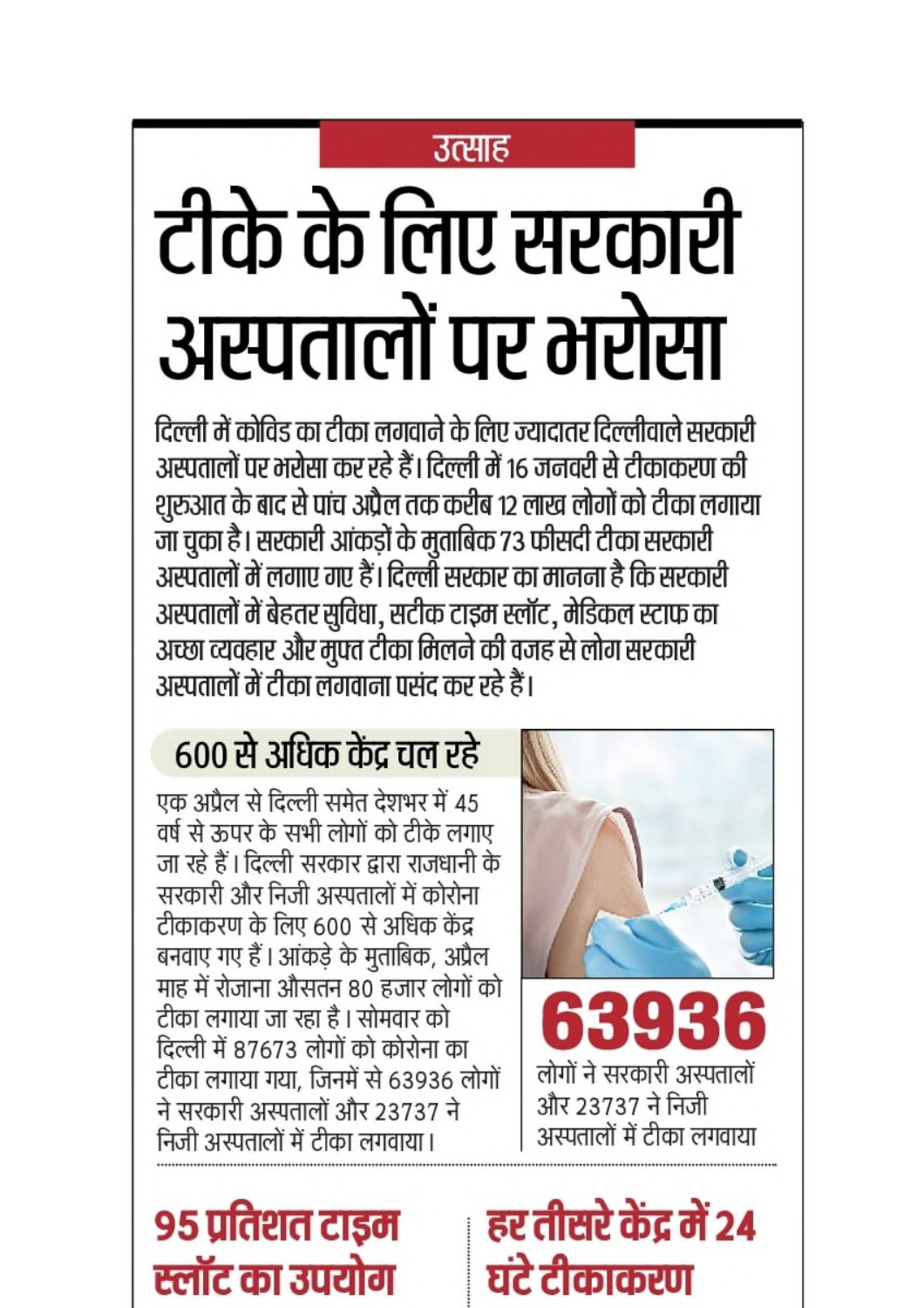उत्साह

# टीके के लिए सरकारी अस्पतालों पर भरोसा

दिल्ली में कोविड का टीका लगवाने के लिए ज्यादातर दिल्लीवाले सरकारी अस्पतालों पर भरोसा कर रहे हैं। दिल्ली में 16 जनवरी से टीकाकरण की शुरुआत के बाद से पांच अप्रैल तक करीब 12 लाख लोगों को टीका लगाया जा चुका है। सरकारी आंकड़ों के मुताबिक 73 फीसदी टीका सरकारी अस्पतालों में लगाए गए हैं। दिल्ली सरकार का मानना है कि सरकारी अस्पतालों में बेहतर सुविधा, सटीक टाइम स्लॉट, मेडिकल स्टाफ का अच्छा व्यवहार और मुफ्त टीका मिलने की वजह से लोग सरकारी अस्पतालों में टीका लगवाना पसंद कर रहे हैं।

## 600 से अधिक केंद्र चल रहे

एक अप्रैल से दिल्ली समेत देशभर में 45 वर्ष से ऊपर के सभी लोगों को टीके लगाए जा रहे हैं। दिल्ली सरकार द्वारा राजधानी के सरकारी और निजी अस्पतालों में कोरोना टीकाकरण के लिए 600 से अधिक केंद्र बनवाए गए हैं। आंकड़े के मुताबिक, अप्रैल माह में रोजाना औसतन 80 हजार लोगों को टीका लगाया जा रहा है। सोमवार को दिल्ली में 87673 लोगों को कोरोना का टीका लगाया गया, जिनमें से 63936 लोगों ने सरकारी अस्पतालों और 23737 ने निजी अस्पतालों में टीका लगवाया।

**63936**

लोगों ने सरकारी अस्पतालों और 23737 ने निजी अस्पतालों में टीका लगवाया

## 95 प्रतिशत टाइम स्लॉट का उपयोग

## हर तीसरे केंद्र में 24 घंटे टीकाकरण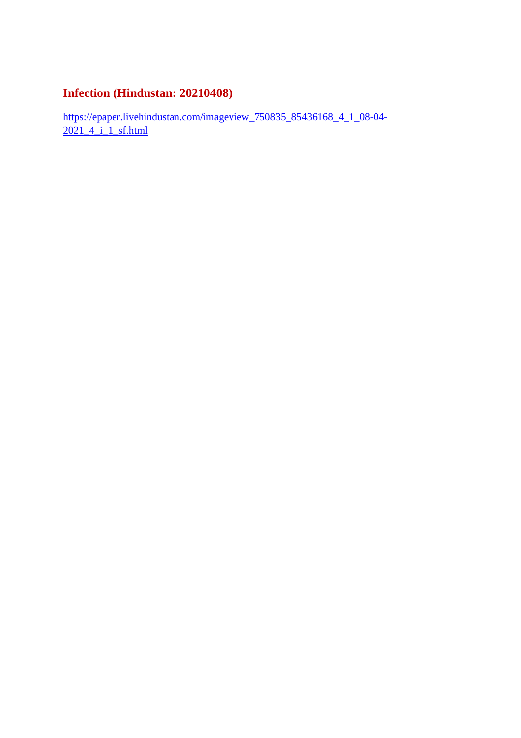## Infection (Hindustan: 20210408)

https://epaper.livehindustan.com/imageview_750835_85436168_4_1_08-04-2021_4_i_1_sf.html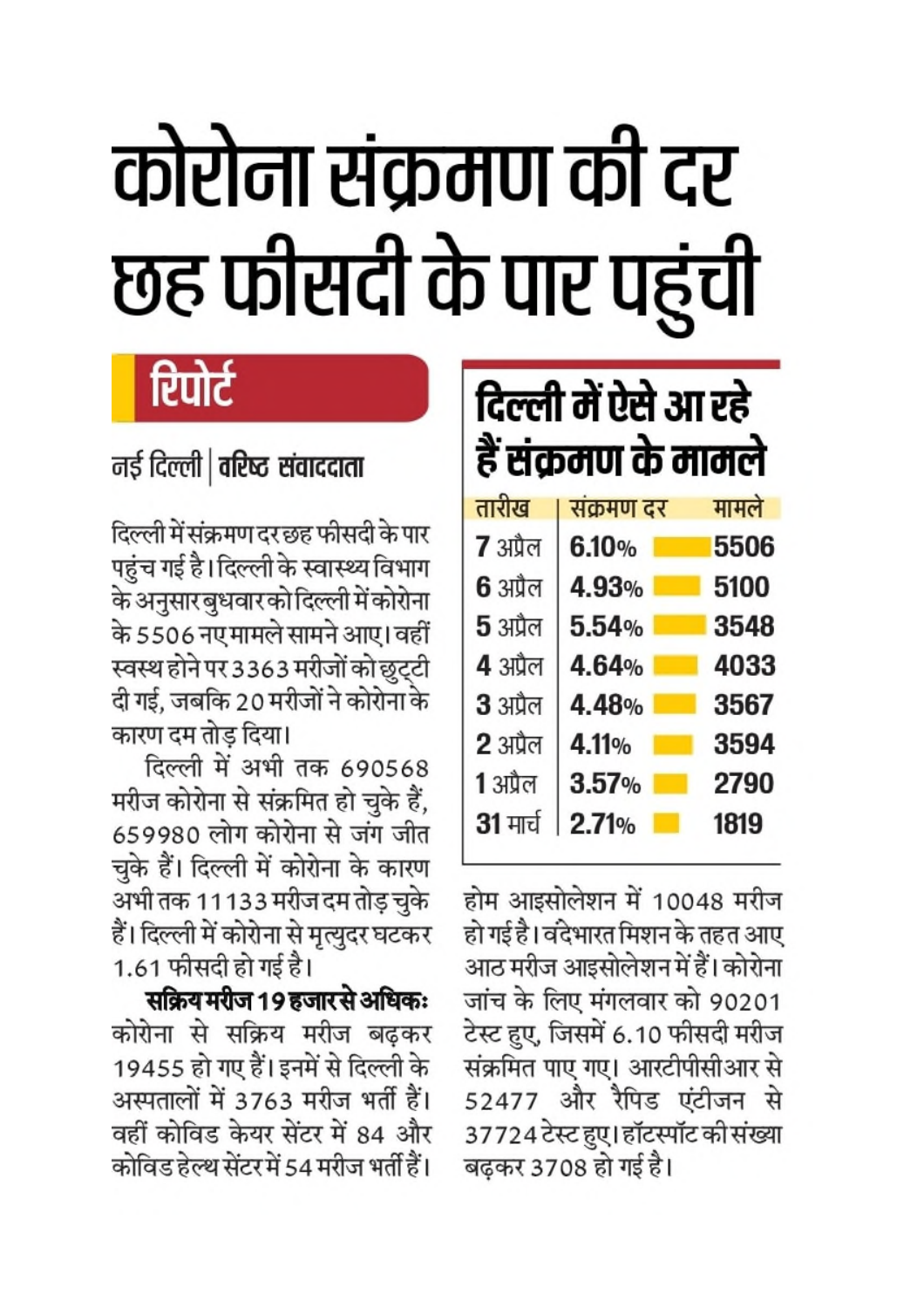# कोरोना संक्रमण की दर छह फीसदी के पार पहुंची

**रिपोर्ट**

नई दिल्ली | **वरिष्ठ संवाददाता**

दिल्ली में संक्रमण दर छह फीसदी के पार पहुंच गई है। दिल्ली के स्वास्थ्य विभाग के अनुसार बुधवार को दिल्ली में कोरोना के 5506 नए मामले सामने आए। वहीं स्वस्थ होने पर 3363 मरीजों को छुट्टी दी गई, जबकि 20 मरीजों ने कोरोना के कारण दम तोड़ दिया।

दिल्ली में अभी तक 690568 मरीज कोरोना से संक्रमित हो चुके हैं, 659980 लोग कोरोना से जंग जीत चुके हैं। दिल्ली में कोरोना के कारण अभी तक 11133 मरीज दम तोड़ चुके हैं। दिल्ली में कोरोना से मृत्युदर घटकर 1.61 फीसदी हो गई है।

**सक्रिय मरीज 19 हजार से अधिकः** कोरोना से सक्रिय मरीज बढ़कर 19455 हो गए हैं। इनमें से दिल्ली के अस्पतालों में 3763 मरीज भर्ती हैं। वहीं कोविड केयर सेंटर में 84 और कोविड हेल्थ सेंटर में 54 मरीज भर्ती हैं।

## दिल्ली में ऐसे आ रहे हैं संक्रमण के मामले

| तारीख | संक्रमण दर | मामले |
|---|---|---|
| 7 अप्रैल | 6.10% | 5506 |
| 6 अप्रैल | 4.93% | 5100 |
| 5 अप्रैल | 5.54% | 3548 |
| 4 अप्रैल | 4.64% | 4033 |
| 3 अप्रैल | 4.48% | 3567 |
| 2 अप्रैल | 4.11% | 3594 |
| 1 अप्रैल | 3.57% | 2790 |
| 31 मार्च | 2.71% | 1819 |

होम आइसोलेशन में 10048 मरीज हो गई है। वंदेभारत मिशन के तहत आए आठ मरीज आइसोलेशन में हैं। कोरोना जांच के लिए मंगलवार को 90201 टेस्ट हुए, जिसमें 6.10 फीसदी मरीज संक्रमित पाए गए। आरटीपीसीआर से 52477 और रैपिड एंटीजन से 37724 टेस्ट हुए। हॉटस्पॉट की संख्या बढ़कर 3708 हो गई है।